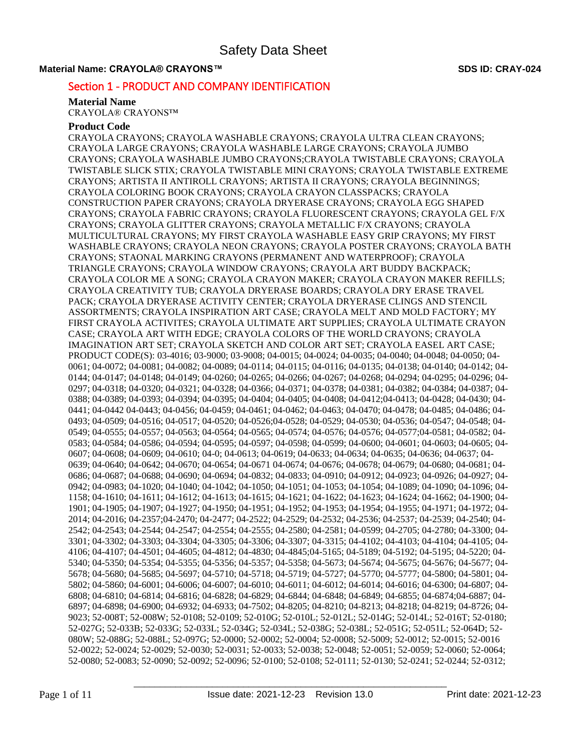# Safety Data Sheet

**Material Name: CRAYOLA® CRAYONS™** **SDS ID: CRAY-024**

## Section 1 - PRODUCT AND COMPANY IDENTIFICATION

### Material Name

CRAYOLA® CRAYONS™

### Product Code

CRAYOLA CRAYONS; CRAYOLA WASHABLE CRAYONS; CRAYOLA ULTRA CLEAN CRAYONS; CRAYOLA LARGE CRAYONS; CRAYOLA WASHABLE LARGE CRAYONS; CRAYOLA JUMBO CRAYONS; CRAYOLA WASHABLE JUMBO CRAYONS;CRAYOLA TWISTABLE CRAYONS; CRAYOLA TWISTABLE SLICK STIX; CRAYOLA TWISTABLE MINI CRAYONS; CRAYOLA TWISTABLE EXTREME CRAYONS; ARTISTA II ANTIROLL CRAYONS; ARTISTA II CRAYONS; CRAYOLA BEGINNINGS; CRAYOLA COLORING BOOK CRAYONS; CRAYOLA CRAYON CLASSPACKS; CRAYOLA CONSTRUCTION PAPER CRAYONS; CRAYOLA DRYERASE CRAYONS; CRAYOLA EGG SHAPED CRAYONS; CRAYOLA FABRIC CRAYONS; CRAYOLA FLUORESCENT CRAYONS; CRAYOLA GEL F/X CRAYONS; CRAYOLA GLITTER CRAYONS; CRAYOLA METALLIC F/X CRAYONS; CRAYOLA MULTICULTURAL CRAYONS; MY FIRST CRAYOLA WASHABLE EASY GRIP CRAYONS; MY FIRST WASHABLE CRAYONS; CRAYOLA NEON CRAYONS; CRAYOLA POSTER CRAYONS; CRAYOLA BATH CRAYONS; STAONAL MARKING CRAYONS (PERMANENT AND WATERPROOF); CRAYOLA TRIANGLE CRAYONS; CRAYOLA WINDOW CRAYONS; CRAYOLA ART BUDDY BACKPACK; CRAYOLA COLOR ME A SONG; CRAYOLA CRAYON MAKER; CRAYOLA CRAYON MAKER REFILLS; CRAYOLA CREATIVITY TUB; CRAYOLA DRYERASE BOARDS; CRAYOLA DRY ERASE TRAVEL PACK; CRAYOLA DRYERASE ACTIVITY CENTER; CRAYOLA DRYERASE CLINGS AND STENCIL ASSORTMENTS; CRAYOLA INSPIRATION ART CASE; CRAYOLA MELT AND MOLD FACTORY; MY FIRST CRAYOLA ACTIVITES; CRAYOLA ULTIMATE ART SUPPLIES; CRAYOLA ULTIMATE CRAYON CASE; CRAYOLA ART WITH EDGE; CRAYOLA COLORS OF THE WORLD CRAYONS; CRAYOLA IMAGINATION ART SET; CRAYOLA SKETCH AND COLOR ART SET; CRAYOLA EASEL ART CASE; PRODUCT CODE(S): 03-4016; 03-9000; 03-9008; 04-0015; 04-0024; 04-0035; 04-0040; 04-0048; 04-0050; 04-0061; 04-0072; 04-0081; 04-0082; 04-0089; 04-0114; 04-0115; 04-0116; 04-0135; 04-0138; 04-0140; 04-0142; 04-0144; 04-0147; 04-0148; 04-0149; 04-0260; 04-0265; 04-0266; 04-0267; 04-0268; 04-0294; 04-0295; 04-0296; 04-0297; 04-0318; 04-0320; 04-0321; 04-0328; 04-0366; 04-0371; 04-0378; 04-0381; 04-0382; 04-0384; 04-0387; 04-0388; 04-0389; 04-0393; 04-0394; 04-0395; 04-0404; 04-0405; 04-0408; 04-0412;04-0413; 04-0428; 04-0430; 04-0441; 04-0442 04-0443; 04-0456; 04-0459; 04-0461; 04-0462; 04-0463; 04-0470; 04-0478; 04-0485; 04-0486; 04-0493; 04-0509; 04-0516; 04-0517; 04-0520; 04-0526;04-0528; 04-0529; 04-0530; 04-0536; 04-0547; 04-0548; 04-0549; 04-0555; 04-0557; 04-0563; 04-0564; 04-0565; 04-0574; 04-0576; 04-0576; 04-0577;04-0581; 04-0582; 04-0583; 04-0584; 04-0586; 04-0594; 04-0595; 04-0597; 04-0598; 04-0599; 04-0600; 04-0601; 04-0603; 04-0605; 04-0607; 04-0608; 04-0609; 04-0610; 04-0; 04-0613; 04-0619; 04-0633; 04-0634; 04-0635; 04-0636; 04-0637; 04-0639; 04-0640; 04-0642; 04-0670; 04-0654; 04-0671 04-0674; 04-0676; 04-0678; 04-0679; 04-0680; 04-0681; 04-0686; 04-0687; 04-0688; 04-0690; 04-0694; 04-0832; 04-0833; 04-0910; 04-0912; 04-0923; 04-0926; 04-0927; 04-0942; 04-0983; 04-1020; 04-1040; 04-1042; 04-1050; 04-1051; 04-1053; 04-1054; 04-1089; 04-1090; 04-1096; 04-1158; 04-1610; 04-1611; 04-1612; 04-1613; 04-1615; 04-1621; 04-1622; 04-1623; 04-1624; 04-1662; 04-1900; 04-1901; 04-1905; 04-1907; 04-1927; 04-1950; 04-1951; 04-1952; 04-1953; 04-1954; 04-1955; 04-1971; 04-1972; 04-2014; 04-2016; 04-2357;04-2470; 04-2477; 04-2522; 04-2529; 04-2532; 04-2536; 04-2537; 04-2539; 04-2540; 04-2542; 04-2543; 04-2544; 04-2547; 04-2554; 04-2555; 04-2580; 04-2581; 04-0599; 04-2705; 04-2780; 04-3300; 04-3301; 04-3302; 04-3303; 04-3304; 04-3305; 04-3306; 04-3307; 04-3315; 04-4102; 04-4103; 04-4104; 04-4105; 04-4106; 04-4107; 04-4501; 04-4605; 04-4812; 04-4830; 04-4845;04-5165; 04-5189; 04-5192; 04-5195; 04-5220; 04-5340; 04-5350; 04-5354; 04-5355; 04-5356; 04-5357; 04-5358; 04-5673; 04-5674; 04-5675; 04-5676; 04-5677; 04-5678; 04-5680; 04-5685; 04-5697; 04-5710; 04-5718; 04-5719; 04-5727; 04-5770; 04-5777; 04-5800; 04-5801; 04-5802; 04-5860; 04-6001; 04-6006; 04-6007; 04-6010; 04-6011; 04-6012; 04-6014; 04-6016; 04-6300; 04-6807; 04-6808; 04-6810; 04-6814; 04-6816; 04-6828; 04-6829; 04-6844; 04-6848; 04-6849; 04-6855; 04-6874;04-6887; 04-6897; 04-6898; 04-6900; 04-6932; 04-6933; 04-7502; 04-8205; 04-8210; 04-8213; 04-8218; 04-8219; 04-8726; 04-9023; 52-008T; 52-008W; 52-0108; 52-0109; 52-010G; 52-010L; 52-012L; 52-014G; 52-014L; 52-016T; 52-0180; 52-027G; 52-033B; 52-033G; 52-033L; 52-034G; 52-034L; 52-038G; 52-038L; 52-051G; 52-051L; 52-064D; 52-080W; 52-088G; 52-088L; 52-097G; 52-0000; 52-0002; 52-0004; 52-0008; 52-5009; 52-0012; 52-0015; 52-0016 52-0022; 52-0024; 52-0029; 52-0030; 52-0031; 52-0033; 52-0038; 52-0048; 52-0051; 52-0059; 52-0060; 52-0064; 52-0080; 52-0083; 52-0090; 52-0092; 52-0096; 52-0100; 52-0108; 52-0111; 52-0130; 52-0241; 52-0244; 52-0312;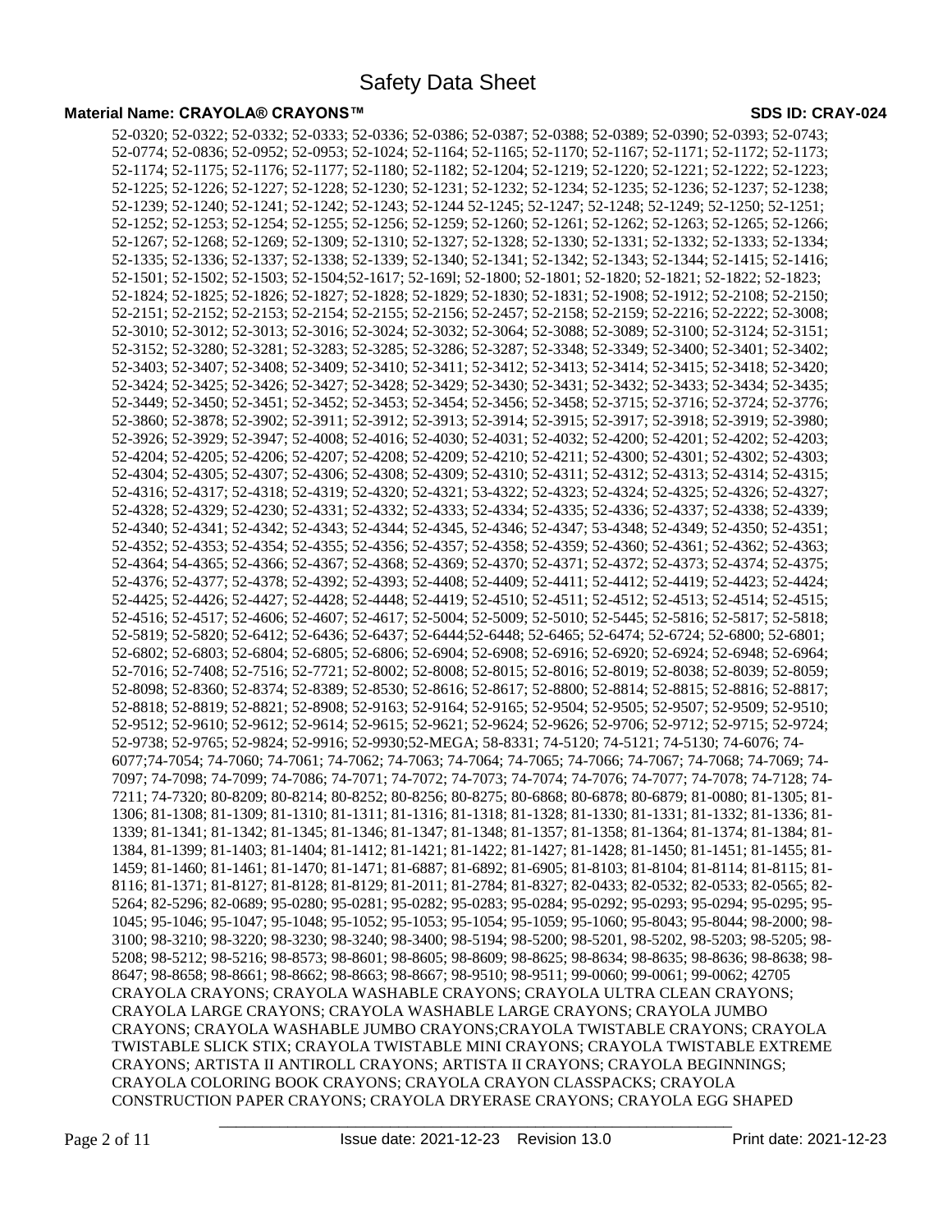52-0320; 52-0322; 52-0332; 52-0333; 52-0336; 52-0386; 52-0387; 52-0388; 52-0389; 52-0390; 52-0393; 52-0743; 52-0774; 52-0836; 52-0952; 52-0953; 52-1024; 52-1164; 52-1165; 52-1170; 52-1167; 52-1171; 52-1172; 52-1173; 52-1174; 52-1175; 52-1176; 52-1177; 52-1180; 52-1182; 52-1204; 52-1219; 52-1220; 52-1221; 52-1222; 52-1223; 52-1225; 52-1226; 52-1227; 52-1228; 52-1230; 52-1231; 52-1232; 52-1234; 52-1235; 52-1236; 52-1237; 52-1238; 52-1239; 52-1240; 52-1241; 52-1242; 52-1243; 52-1244 52-1245; 52-1247; 52-1248; 52-1249; 52-1250; 52-1251; 52-1252; 52-1253; 52-1254; 52-1255; 52-1256; 52-1259; 52-1260; 52-1261; 52-1262; 52-1263; 52-1265; 52-1266; 52-1267; 52-1268; 52-1269; 52-1309; 52-1310; 52-1327; 52-1328; 52-1330; 52-1331; 52-1332; 52-1333; 52-1334; 52-1335; 52-1336; 52-1337; 52-1338; 52-1339; 52-1340; 52-1341; 52-1342; 52-1343; 52-1344; 52-1415; 52-1416; 52-1501; 52-1502; 52-1503; 52-1504;52-1617; 52-169l; 52-1800; 52-1801; 52-1820; 52-1821; 52-1822; 52-1823; 52-1824; 52-1825; 52-1826; 52-1827; 52-1828; 52-1829; 52-1830; 52-1831; 52-1908; 52-1912; 52-2108; 52-2150; 52-2151; 52-2152; 52-2153; 52-2154; 52-2155; 52-2156; 52-2457; 52-2158; 52-2159; 52-2216; 52-2222; 52-3008; 52-3010; 52-3012; 52-3013; 52-3016; 52-3024; 52-3032; 52-3064; 52-3088; 52-3089; 52-3100; 52-3124; 52-3151; 52-3152; 52-3280; 52-3281; 52-3283; 52-3285; 52-3286; 52-3287; 52-3348; 52-3349; 52-3400; 52-3401; 52-3402; 52-3403; 52-3407; 52-3408; 52-3409; 52-3410; 52-3411; 52-3412; 52-3413; 52-3414; 52-3415; 52-3418; 52-3420; 52-3424; 52-3425; 52-3426; 52-3427; 52-3428; 52-3429; 52-3430; 52-3431; 52-3432; 52-3433; 52-3434; 52-3435; 52-3449; 52-3450; 52-3451; 52-3452; 52-3453; 52-3454; 52-3456; 52-3458; 52-3715; 52-3716; 52-3724; 52-3776; 52-3860; 52-3878; 52-3902; 52-3911; 52-3912; 52-3913; 52-3914; 52-3915; 52-3917; 52-3918; 52-3919; 52-3980; 52-3926; 52-3929; 52-3947; 52-4008; 52-4016; 52-4030; 52-4031; 52-4032; 52-4200; 52-4201; 52-4202; 52-4203; 52-4204; 52-4205; 52-4206; 52-4207; 52-4208; 52-4209; 52-4210; 52-4211; 52-4300; 52-4301; 52-4302; 52-4303; 52-4304; 52-4305; 52-4307; 52-4306; 52-4308; 52-4309; 52-4310; 52-4311; 52-4312; 52-4313; 52-4314; 52-4315; 52-4316; 52-4317; 52-4318; 52-4319; 52-4320; 52-4321; 53-4322; 52-4323; 52-4324; 52-4325; 52-4326; 52-4327; 52-4328; 52-4329; 52-4230; 52-4331; 52-4332; 52-4333; 52-4334; 52-4335; 52-4336; 52-4337; 52-4338; 52-4339; 52-4340; 52-4341; 52-4342; 52-4343; 52-4344; 52-4345, 52-4346; 52-4347; 53-4348; 52-4349; 52-4350; 52-4351; 52-4352; 52-4353; 52-4354; 52-4355; 52-4356; 52-4357; 52-4358; 52-4359; 52-4360; 52-4361; 52-4362; 52-4363; 52-4364; 54-4365; 52-4366; 52-4367; 52-4368; 52-4369; 52-4370; 52-4371; 52-4372; 52-4373; 52-4374; 52-4375; 52-4376; 52-4377; 52-4378; 52-4392; 52-4393; 52-4408; 52-4409; 52-4411; 52-4412; 52-4419; 52-4423; 52-4424; 52-4425; 52-4426; 52-4427; 52-4428; 52-4448; 52-4419; 52-4510; 52-4511; 52-4512; 52-4513; 52-4514; 52-4515; 52-4516; 52-4517; 52-4606; 52-4607; 52-4617; 52-5004; 52-5009; 52-5010; 52-5445; 52-5816; 52-5817; 52-5818; 52-5819; 52-5820; 52-6412; 52-6436; 52-6437; 52-6444;52-6448; 52-6465; 52-6474; 52-6724; 52-6800; 52-6801; 52-6802; 52-6803; 52-6804; 52-6805; 52-6806; 52-6904; 52-6908; 52-6916; 52-6920; 52-6924; 52-6948; 52-6964; 52-7016; 52-7408; 52-7516; 52-7721; 52-8002; 52-8008; 52-8015; 52-8016; 52-8019; 52-8038; 52-8039; 52-8059; 52-8098; 52-8360; 52-8374; 52-8389; 52-8530; 52-8616; 52-8617; 52-8800; 52-8814; 52-8815; 52-8816; 52-8817; 52-8818; 52-8819; 52-8821; 52-8908; 52-9163; 52-9164; 52-9165; 52-9504; 52-9505; 52-9507; 52-9509; 52-9510; 52-9512; 52-9610; 52-9612; 52-9614; 52-9615; 52-9621; 52-9624; 52-9626; 52-9706; 52-9712; 52-9715; 52-9724; 52-9738; 52-9765; 52-9824; 52-9916; 52-9930;52-MEGA; 58-8331; 74-5120; 74-5121; 74-5130; 74-6076; 74-6077;74-7054; 74-7060; 74-7061; 74-7062; 74-7063; 74-7064; 74-7065; 74-7066; 74-7067; 74-7068; 74-7069; 74-7097; 74-7098; 74-7099; 74-7086; 74-7071; 74-7072; 74-7073; 74-7074; 74-7076; 74-7077; 74-7078; 74-7128; 74-7211; 74-7320; 80-8209; 80-8214; 80-8252; 80-8256; 80-8275; 80-6868; 80-6878; 80-6879; 81-0080; 81-1305; 81-1306; 81-1308; 81-1309; 81-1310; 81-1311; 81-1316; 81-1318; 81-1328; 81-1330; 81-1331; 81-1332; 81-1336; 81-1339; 81-1341; 81-1342; 81-1345; 81-1346; 81-1347; 81-1348; 81-1357; 81-1358; 81-1364; 81-1374; 81-1384; 81-1384, 81-1399; 81-1403; 81-1404; 81-1412; 81-1421; 81-1422; 81-1427; 81-1428; 81-1450; 81-1451; 81-1455; 81-1459; 81-1460; 81-1461; 81-1470; 81-1471; 81-6887; 81-6892; 81-6905; 81-8103; 81-8104; 81-8114; 81-8115; 81-8116; 81-1371; 81-8127; 81-8128; 81-8129; 81-2011; 81-2784; 81-8327; 82-0433; 82-0532; 82-0533; 82-0565; 82-5264; 82-5296; 82-0689; 95-0280; 95-0281; 95-0282; 95-0283; 95-0284; 95-0292; 95-0293; 95-0294; 95-0295; 95-1045; 95-1046; 95-1047; 95-1048; 95-1052; 95-1053; 95-1054; 95-1059; 95-1060; 95-8043; 95-8044; 98-2000; 98-3100; 98-3210; 98-3220; 98-3230; 98-3240; 98-3400; 98-5194; 98-5200; 98-5201, 98-5202, 98-5203; 98-5205; 98-5208; 98-5212; 98-5216; 98-8573; 98-8601; 98-8605; 98-8609; 98-8625; 98-8634; 98-8635; 98-8636; 98-8638; 98-8647; 98-8658; 98-8661; 98-8662; 98-8663; 98-8667; 98-9510; 98-9511; 99-0060; 99-0061; 99-0062; 42705
CRAYOLA CRAYONS; CRAYOLA WASHABLE CRAYONS; CRAYOLA ULTRA CLEAN CRAYONS; CRAYOLA LARGE CRAYONS; CRAYOLA WASHABLE LARGE CRAYONS; CRAYOLA JUMBO CRAYONS; CRAYOLA WASHABLE JUMBO CRAYONS;CRAYOLA TWISTABLE CRAYONS; CRAYOLA TWISTABLE SLICK STIX; CRAYOLA TWISTABLE MINI CRAYONS; CRAYOLA TWISTABLE EXTREME CRAYONS; ARTISTA II ANTIROLL CRAYONS; ARTISTA II CRAYONS; CRAYOLA BEGINNINGS; CRAYOLA COLORING BOOK CRAYONS; CRAYOLA CRAYON CLASSPACKS; CRAYOLA CONSTRUCTION PAPER CRAYONS; CRAYOLA DRYERASE CRAYONS; CRAYOLA EGG SHAPED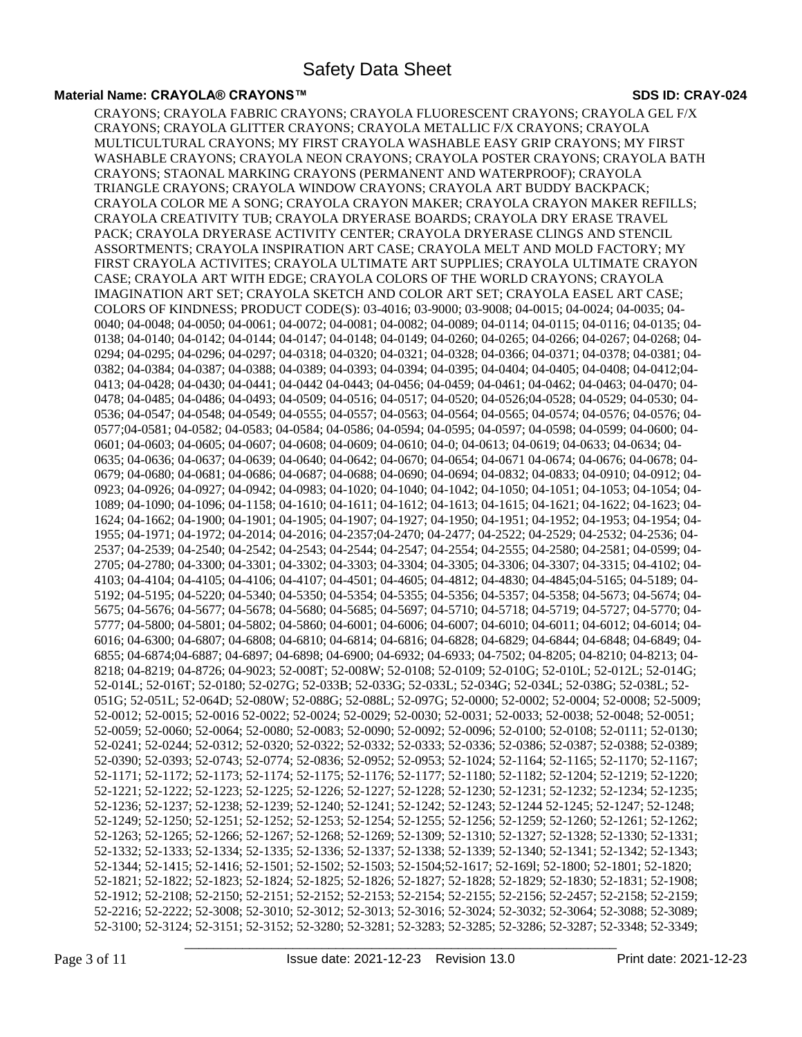CRAYONS; CRAYOLA FABRIC CRAYONS; CRAYOLA FLUORESCENT CRAYONS; CRAYOLA GEL F/X CRAYONS; CRAYOLA GLITTER CRAYONS; CRAYOLA METALLIC F/X CRAYONS; CRAYOLA MULTICULTURAL CRAYONS; MY FIRST CRAYOLA WASHABLE EASY GRIP CRAYONS; MY FIRST WASHABLE CRAYONS; CRAYOLA NEON CRAYONS; CRAYOLA POSTER CRAYONS; CRAYOLA BATH CRAYONS; STAONAL MARKING CRAYONS (PERMANENT AND WATERPROOF); CRAYOLA TRIANGLE CRAYONS; CRAYOLA WINDOW CRAYONS; CRAYOLA ART BUDDY BACKPACK; CRAYOLA COLOR ME A SONG; CRAYOLA CRAYON MAKER; CRAYOLA CRAYON MAKER REFILLS; CRAYOLA CREATIVITY TUB; CRAYOLA DRYERASE BOARDS; CRAYOLA DRY ERASE TRAVEL PACK; CRAYOLA DRYERASE ACTIVITY CENTER; CRAYOLA DRYERASE CLINGS AND STENCIL ASSORTMENTS; CRAYOLA INSPIRATION ART CASE; CRAYOLA MELT AND MOLD FACTORY; MY FIRST CRAYOLA ACTIVITES; CRAYOLA ULTIMATE ART SUPPLIES; CRAYOLA ULTIMATE CRAYON CASE; CRAYOLA ART WITH EDGE; CRAYOLA COLORS OF THE WORLD CRAYONS; CRAYOLA IMAGINATION ART SET; CRAYOLA SKETCH AND COLOR ART SET; CRAYOLA EASEL ART CASE; COLORS OF KINDNESS; PRODUCT CODE(S): 03-4016; 03-9000; 03-9008; 04-0015; 04-0024; 04-0035; 04-0040; 04-0048; 04-0050; 04-0061; 04-0072; 04-0081; 04-0082; 04-0089; 04-0114; 04-0115; 04-0116; 04-0135; 04-0138; 04-0140; 04-0142; 04-0144; 04-0147; 04-0148; 04-0149; 04-0260; 04-0265; 04-0266; 04-0267; 04-0268; 04-0294; 04-0295; 04-0296; 04-0297; 04-0318; 04-0320; 04-0321; 04-0328; 04-0366; 04-0371; 04-0378; 04-0381; 04-0382; 04-0384; 04-0387; 04-0388; 04-0389; 04-0393; 04-0394; 04-0395; 04-0404; 04-0405; 04-0408; 04-0412;04-0413; 04-0428; 04-0430; 04-0441; 04-0442 04-0443; 04-0456; 04-0459; 04-0461; 04-0462; 04-0463; 04-0470; 04-0478; 04-0485; 04-0486; 04-0493; 04-0509; 04-0516; 04-0517; 04-0520; 04-0526;04-0528; 04-0529; 04-0530; 04-0536; 04-0547; 04-0548; 04-0549; 04-0555; 04-0557; 04-0563; 04-0564; 04-0565; 04-0574; 04-0576; 04-0576; 04-0577;04-0581; 04-0582; 04-0583; 04-0584; 04-0586; 04-0594; 04-0595; 04-0597; 04-0598; 04-0599; 04-0600; 04-0601; 04-0603; 04-0605; 04-0607; 04-0608; 04-0609; 04-0610; 04-0; 04-0613; 04-0619; 04-0633; 04-0634; 04-0635; 04-0636; 04-0637; 04-0639; 04-0640; 04-0642; 04-0670; 04-0654; 04-0671 04-0674; 04-0676; 04-0678; 04-0679; 04-0680; 04-0681; 04-0686; 04-0687; 04-0688; 04-0690; 04-0694; 04-0832; 04-0833; 04-0910; 04-0912; 04-0923; 04-0926; 04-0927; 04-0942; 04-0983; 04-1020; 04-1040; 04-1042; 04-1050; 04-1051; 04-1053; 04-1054; 04-1089; 04-1090; 04-1096; 04-1158; 04-1610; 04-1611; 04-1612; 04-1613; 04-1615; 04-1621; 04-1622; 04-1623; 04-1624; 04-1662; 04-1900; 04-1901; 04-1905; 04-1907; 04-1927; 04-1950; 04-1951; 04-1952; 04-1953; 04-1954; 04-1955; 04-1971; 04-1972; 04-2014; 04-2016; 04-2357;04-2470; 04-2477; 04-2522; 04-2529; 04-2532; 04-2536; 04-2537; 04-2539; 04-2540; 04-2542; 04-2543; 04-2544; 04-2547; 04-2554; 04-2555; 04-2580; 04-2581; 04-0599; 04-2705; 04-2780; 04-3300; 04-3301; 04-3302; 04-3303; 04-3304; 04-3305; 04-3306; 04-3307; 04-3315; 04-4102; 04-4103; 04-4104; 04-4105; 04-4106; 04-4107; 04-4501; 04-4605; 04-4812; 04-4830; 04-4845;04-5165; 04-5189; 04-5192; 04-5195; 04-5220; 04-5340; 04-5350; 04-5354; 04-5355; 04-5356; 04-5357; 04-5358; 04-5673; 04-5674; 04-5675; 04-5676; 04-5677; 04-5678; 04-5680; 04-5685; 04-5697; 04-5710; 04-5718; 04-5719; 04-5727; 04-5770; 04-5777; 04-5800; 04-5801; 04-5802; 04-5860; 04-6001; 04-6006; 04-6007; 04-6010; 04-6011; 04-6012; 04-6014; 04-6016; 04-6300; 04-6807; 04-6808; 04-6810; 04-6814; 04-6816; 04-6828; 04-6829; 04-6844; 04-6848; 04-6849; 04-6855; 04-6874;04-6887; 04-6897; 04-6898; 04-6900; 04-6932; 04-6933; 04-7502; 04-8205; 04-8210; 04-8213; 04-8218; 04-8219; 04-8726; 04-9023; 52-008T; 52-008W; 52-0108; 52-0109; 52-010G; 52-010L; 52-012L; 52-014G; 52-014L; 52-016T; 52-0180; 52-027G; 52-033B; 52-033G; 52-033L; 52-034G; 52-034L; 52-038G; 52-038L; 52-051G; 52-051L; 52-064D; 52-080W; 52-088G; 52-088L; 52-097G; 52-0000; 52-0002; 52-0004; 52-0008; 52-5009; 52-0012; 52-0015; 52-0016 52-0022; 52-0024; 52-0029; 52-0030; 52-0031; 52-0033; 52-0038; 52-0048; 52-0051; 52-0059; 52-0060; 52-0064; 52-0080; 52-0083; 52-0090; 52-0092; 52-0096; 52-0100; 52-0108; 52-0111; 52-0130; 52-0241; 52-0244; 52-0312; 52-0320; 52-0322; 52-0332; 52-0333; 52-0336; 52-0386; 52-0387; 52-0388; 52-0389; 52-0390; 52-0393; 52-0743; 52-0774; 52-0836; 52-0952; 52-0953; 52-1024; 52-1164; 52-1165; 52-1170; 52-1167; 52-1171; 52-1172; 52-1173; 52-1174; 52-1175; 52-1176; 52-1177; 52-1180; 52-1182; 52-1204; 52-1219; 52-1220; 52-1221; 52-1222; 52-1223; 52-1225; 52-1226; 52-1227; 52-1228; 52-1230; 52-1231; 52-1232; 52-1234; 52-1235; 52-1236; 52-1237; 52-1238; 52-1239; 52-1240; 52-1241; 52-1242; 52-1243; 52-1244 52-1245; 52-1247; 52-1248; 52-1249; 52-1250; 52-1251; 52-1252; 52-1253; 52-1254; 52-1255; 52-1256; 52-1259; 52-1260; 52-1261; 52-1262; 52-1263; 52-1265; 52-1266; 52-1267; 52-1268; 52-1269; 52-1309; 52-1310; 52-1327; 52-1328; 52-1330; 52-1331; 52-1332; 52-1333; 52-1334; 52-1335; 52-1336; 52-1337; 52-1338; 52-1339; 52-1340; 52-1341; 52-1342; 52-1343; 52-1344; 52-1415; 52-1416; 52-1501; 52-1502; 52-1503; 52-1504;52-1617; 52-169l; 52-1800; 52-1801; 52-1820; 52-1821; 52-1822; 52-1823; 52-1824; 52-1825; 52-1826; 52-1827; 52-1828; 52-1829; 52-1830; 52-1831; 52-1908; 52-1912; 52-2108; 52-2150; 52-2151; 52-2152; 52-2153; 52-2154; 52-2155; 52-2156; 52-2457; 52-2158; 52-2159; 52-2216; 52-2222; 52-3008; 52-3010; 52-3012; 52-3013; 52-3016; 52-3024; 52-3032; 52-3064; 52-3088; 52-3089; 52-3100; 52-3124; 52-3151; 52-3152; 52-3280; 52-3281; 52-3283; 52-3285; 52-3286; 52-3287; 52-3348; 52-3349;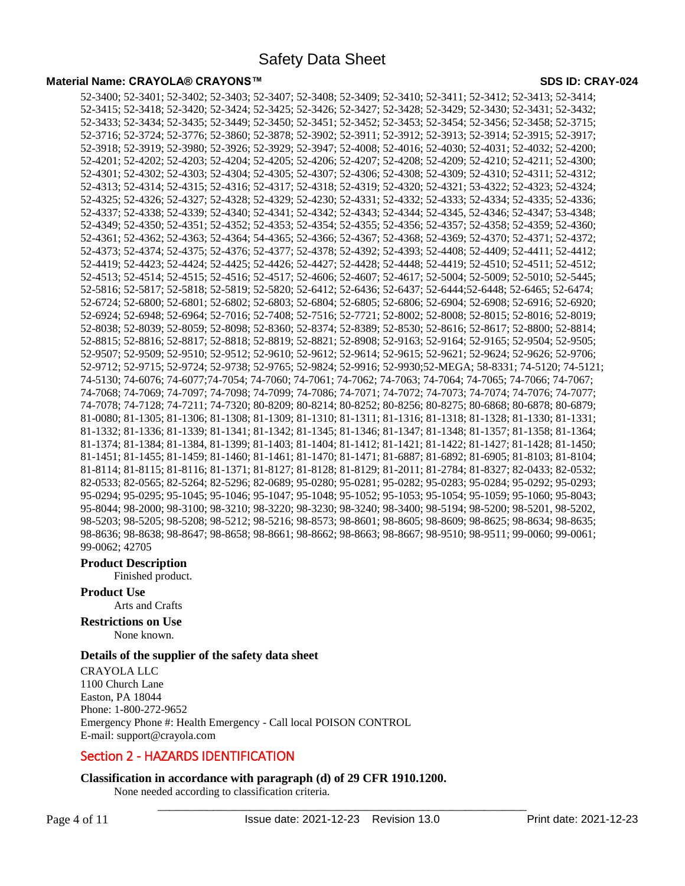52-3400; 52-3401; 52-3402; 52-3403; 52-3407; 52-3408; 52-3409; 52-3410; 52-3411; 52-3412; 52-3413; 52-3414; 52-3415; 52-3418; 52-3420; 52-3424; 52-3425; 52-3426; 52-3427; 52-3428; 52-3429; 52-3430; 52-3431; 52-3432; 52-3433; 52-3434; 52-3435; 52-3449; 52-3450; 52-3451; 52-3452; 52-3453; 52-3454; 52-3456; 52-3458; 52-3715; 52-3716; 52-3724; 52-3776; 52-3860; 52-3878; 52-3902; 52-3911; 52-3912; 52-3913; 52-3914; 52-3915; 52-3917; 52-3918; 52-3919; 52-3980; 52-3926; 52-3929; 52-3947; 52-4008; 52-4016; 52-4030; 52-4031; 52-4032; 52-4200; 52-4201; 52-4202; 52-4203; 52-4204; 52-4205; 52-4206; 52-4207; 52-4208; 52-4209; 52-4210; 52-4211; 52-4300; 52-4301; 52-4302; 52-4303; 52-4304; 52-4305; 52-4307; 52-4306; 52-4308; 52-4309; 52-4310; 52-4311; 52-4312; 52-4313; 52-4314; 52-4315; 52-4316; 52-4317; 52-4318; 52-4319; 52-4320; 52-4321; 53-4322; 52-4323; 52-4324; 52-4325; 52-4326; 52-4327; 52-4328; 52-4329; 52-4230; 52-4331; 52-4332; 52-4333; 52-4334; 52-4335; 52-4336; 52-4337; 52-4338; 52-4339; 52-4340; 52-4341; 52-4342; 52-4343; 52-4344; 52-4345, 52-4346; 52-4347; 53-4348; 52-4349; 52-4350; 52-4351; 52-4352; 52-4353; 52-4354; 52-4355; 52-4356; 52-4357; 52-4358; 52-4359; 52-4360; 52-4361; 52-4362; 52-4363; 52-4364; 54-4365; 52-4366; 52-4367; 52-4368; 52-4369; 52-4370; 52-4371; 52-4372; 52-4373; 52-4374; 52-4375; 52-4376; 52-4377; 52-4378; 52-4392; 52-4393; 52-4408; 52-4409; 52-4411; 52-4412; 52-4419; 52-4423; 52-4424; 52-4425; 52-4426; 52-4427; 52-4428; 52-4448; 52-4419; 52-4510; 52-4511; 52-4512; 52-4513; 52-4514; 52-4515; 52-4516; 52-4517; 52-4606; 52-4607; 52-4617; 52-5004; 52-5009; 52-5010; 52-5445; 52-5816; 52-5817; 52-5818; 52-5819; 52-5820; 52-6412; 52-6436; 52-6437; 52-6444;52-6448; 52-6465; 52-6474; 52-6724; 52-6800; 52-6801; 52-6802; 52-6803; 52-6804; 52-6805; 52-6806; 52-6904; 52-6908; 52-6916; 52-6920; 52-6924; 52-6948; 52-6964; 52-7016; 52-7408; 52-7516; 52-7721; 52-8002; 52-8008; 52-8015; 52-8016; 52-8019; 52-8038; 52-8039; 52-8059; 52-8098; 52-8360; 52-8374; 52-8389; 52-8530; 52-8616; 52-8617; 52-8800; 52-8814; 52-8815; 52-8816; 52-8817; 52-8818; 52-8819; 52-8821; 52-8908; 52-9163; 52-9164; 52-9165; 52-9504; 52-9505; 52-9507; 52-9509; 52-9510; 52-9512; 52-9610; 52-9612; 52-9614; 52-9615; 52-9621; 52-9624; 52-9626; 52-9706; 52-9712; 52-9715; 52-9724; 52-9738; 52-9765; 52-9824; 52-9916; 52-9930;52-MEGA; 58-8331; 74-5120; 74-5121; 74-5130; 74-6076; 74-6077;74-7054; 74-7060; 74-7061; 74-7062; 74-7063; 74-7064; 74-7065; 74-7066; 74-7067; 74-7068; 74-7069; 74-7097; 74-7098; 74-7099; 74-7086; 74-7071; 74-7072; 74-7073; 74-7074; 74-7076; 74-7077; 74-7078; 74-7128; 74-7211; 74-7320; 80-8209; 80-8214; 80-8252; 80-8256; 80-8275; 80-6868; 80-6878; 80-6879; 81-0080; 81-1305; 81-1306; 81-1308; 81-1309; 81-1310; 81-1311; 81-1316; 81-1318; 81-1328; 81-1330; 81-1331; 81-1332; 81-1336; 81-1339; 81-1341; 81-1342; 81-1345; 81-1346; 81-1347; 81-1348; 81-1357; 81-1358; 81-1364; 81-1374; 81-1384; 81-1384, 81-1399; 81-1403; 81-1404; 81-1412; 81-1421; 81-1422; 81-1427; 81-1428; 81-1450; 81-1451; 81-1455; 81-1459; 81-1460; 81-1461; 81-1470; 81-1471; 81-6887; 81-6892; 81-6905; 81-8103; 81-8104; 81-8114; 81-8115; 81-8116; 81-1371; 81-8127; 81-8128; 81-8129; 81-2011; 81-2784; 81-8327; 82-0433; 82-0532; 82-0533; 82-0565; 82-5264; 82-5296; 82-0689; 95-0280; 95-0281; 95-0282; 95-0283; 95-0284; 95-0292; 95-0293; 95-0294; 95-0295; 95-1045; 95-1046; 95-1047; 95-1048; 95-1052; 95-1053; 95-1054; 95-1059; 95-1060; 95-8043; 95-8044; 98-2000; 98-3100; 98-3210; 98-3220; 98-3230; 98-3240; 98-3400; 98-5194; 98-5200; 98-5201, 98-5202, 98-5203; 98-5205; 98-5208; 98-5212; 98-5216; 98-8573; 98-8601; 98-8605; 98-8609; 98-8625; 98-8634; 98-8635; 98-8636; 98-8638; 98-8647; 98-8658; 98-8661; 98-8662; 98-8663; 98-8667; 98-9510; 98-9511; 99-0060; 99-0061; 99-0062; 42705

**Product Description**

Finished product.

**Product Use**

Arts and Crafts

**Restrictions on Use**

None known.

**Details of the supplier of the safety data sheet**

CRAYOLA LLC
1100 Church Lane
Easton, PA 18044
Phone: 1-800-272-9652
Emergency Phone #: Health Emergency - Call local POISON CONTROL
E-mail: support@crayola.com

## Section 2 - HAZARDS IDENTIFICATION

**Classification in accordance with paragraph (d) of 29 CFR 1910.1200.**

None needed according to classification criteria.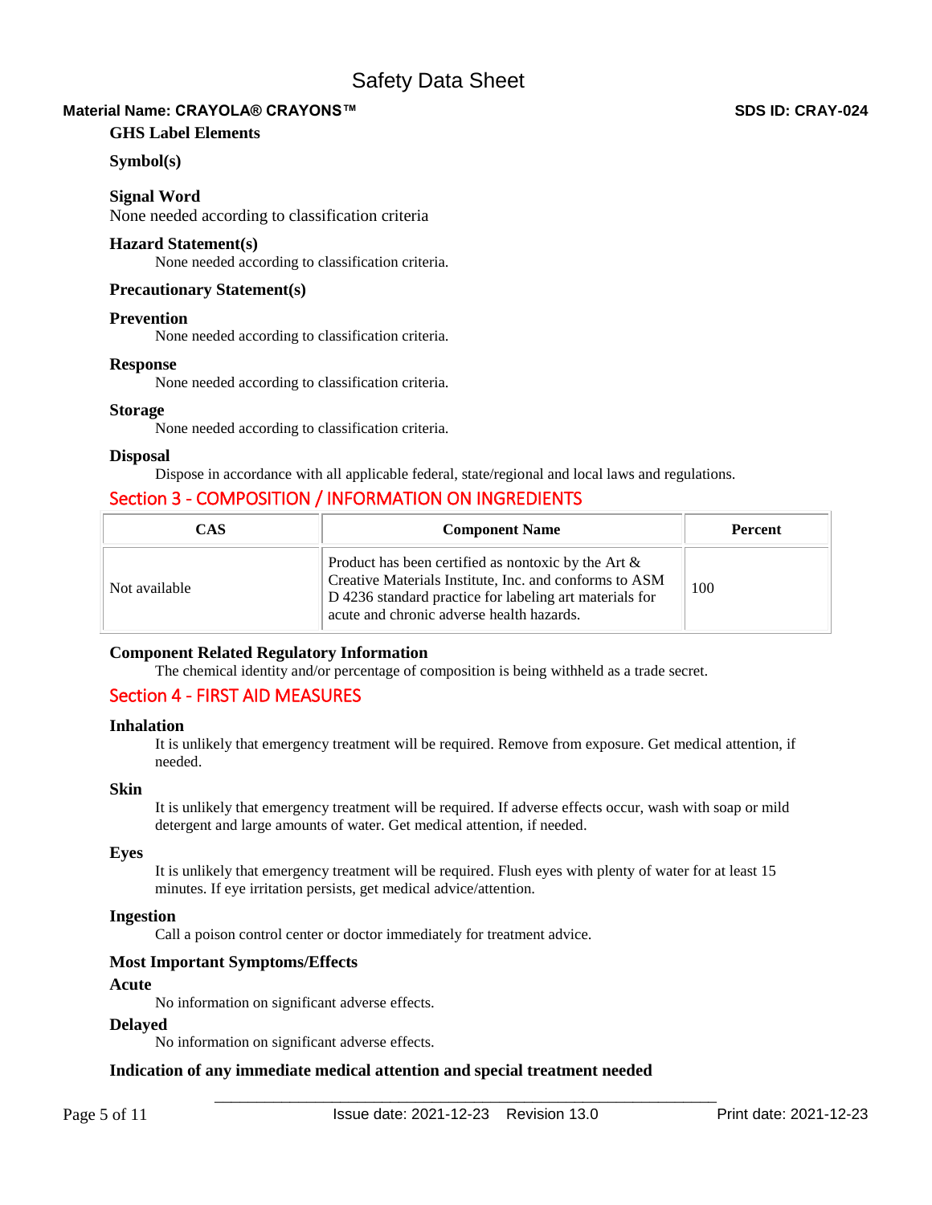### GHS Label Elements

#### Symbol(s)

#### Signal Word

None needed according to classification criteria

#### Hazard Statement(s)

None needed according to classification criteria.

#### Precautionary Statement(s)

#### Prevention

None needed according to classification criteria.

#### Response

None needed according to classification criteria.

#### Storage

None needed according to classification criteria.

#### Disposal

Dispose in accordance with all applicable federal, state/regional and local laws and regulations.

## Section 3 - COMPOSITION / INFORMATION ON INGREDIENTS

| CAS | Component Name | Percent |
| --- | --- | --- |
| Not available | Product has been certified as nontoxic by the Art & Creative Materials Institute, Inc. and conforms to ASM D 4236 standard practice for labeling art materials for acute and chronic adverse health hazards. | 100 |

#### Component Related Regulatory Information

The chemical identity and/or percentage of composition is being withheld as a trade secret.

## Section 4 - FIRST AID MEASURES

#### Inhalation

It is unlikely that emergency treatment will be required. Remove from exposure. Get medical attention, if needed.

#### Skin

It is unlikely that emergency treatment will be required. If adverse effects occur, wash with soap or mild detergent and large amounts of water. Get medical attention, if needed.

#### Eyes

It is unlikely that emergency treatment will be required. Flush eyes with plenty of water for at least 15 minutes. If eye irritation persists, get medical advice/attention.

#### Ingestion

Call a poison control center or doctor immediately for treatment advice.

#### Most Important Symptoms/Effects

#### Acute

No information on significant adverse effects.

#### Delayed

No information on significant adverse effects.

#### Indication of any immediate medical attention and special treatment needed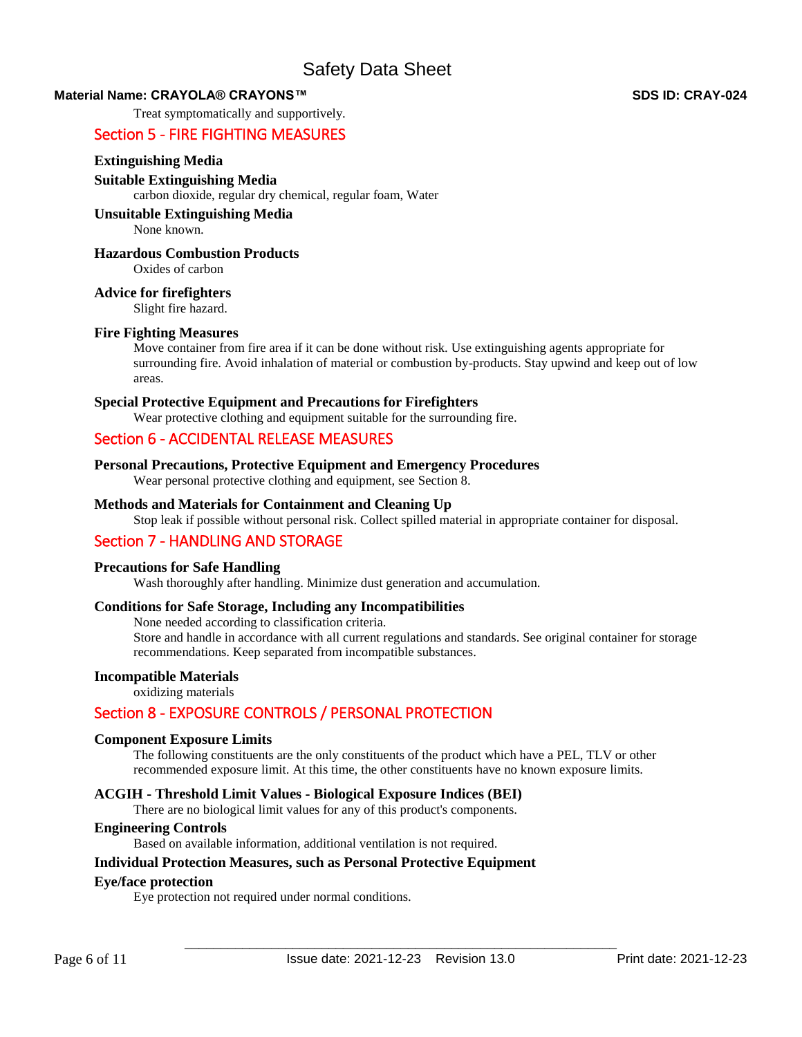Treat symptomatically and supportively.

## Section 5 - FIRE FIGHTING MEASURES

### Extinguishing Media

### Suitable Extinguishing Media

carbon dioxide, regular dry chemical, regular foam, Water

### Unsuitable Extinguishing Media

None known.

### Hazardous Combustion Products

Oxides of carbon

### Advice for firefighters

Slight fire hazard.

### Fire Fighting Measures

Move container from fire area if it can be done without risk. Use extinguishing agents appropriate for surrounding fire. Avoid inhalation of material or combustion by-products. Stay upwind and keep out of low areas.

### Special Protective Equipment and Precautions for Firefighters

Wear protective clothing and equipment suitable for the surrounding fire.

## Section 6 - ACCIDENTAL RELEASE MEASURES

### Personal Precautions, Protective Equipment and Emergency Procedures

Wear personal protective clothing and equipment, see Section 8.

### Methods and Materials for Containment and Cleaning Up

Stop leak if possible without personal risk. Collect spilled material in appropriate container for disposal.

## Section 7 - HANDLING AND STORAGE

### Precautions for Safe Handling

Wash thoroughly after handling. Minimize dust generation and accumulation.

### Conditions for Safe Storage, Including any Incompatibilities

None needed according to classification criteria.
Store and handle in accordance with all current regulations and standards. See original container for storage recommendations. Keep separated from incompatible substances.

### Incompatible Materials

oxidizing materials

## Section 8 - EXPOSURE CONTROLS / PERSONAL PROTECTION

### Component Exposure Limits

The following constituents are the only constituents of the product which have a PEL, TLV or other recommended exposure limit. At this time, the other constituents have no known exposure limits.

### ACGIH - Threshold Limit Values - Biological Exposure Indices (BEI)

There are no biological limit values for any of this product's components.

### Engineering Controls

Based on available information, additional ventilation is not required.

### Individual Protection Measures, such as Personal Protective Equipment

### Eye/face protection

Eye protection not required under normal conditions.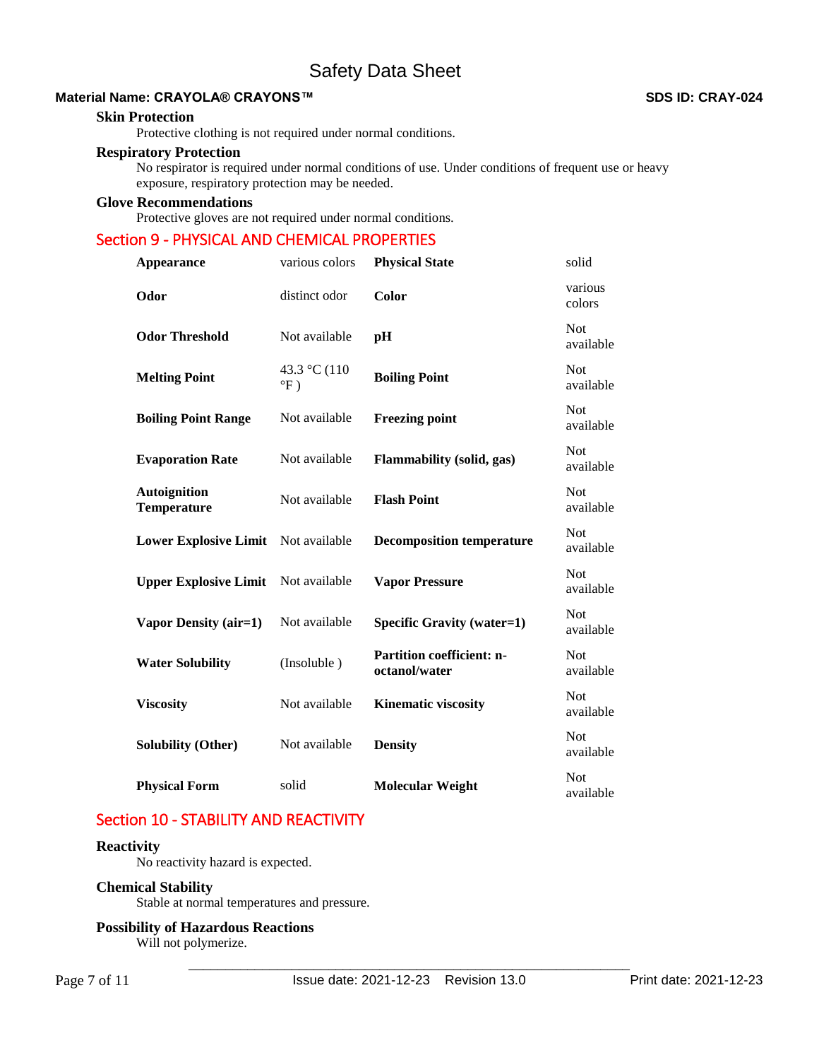### Skin Protection

Protective clothing is not required under normal conditions.

### Respiratory Protection

No respirator is required under normal conditions of use. Under conditions of frequent use or heavy exposure, respiratory protection may be needed.

### Glove Recommendations

Protective gloves are not required under normal conditions.

## Section 9 - PHYSICAL AND CHEMICAL PROPERTIES

| | | | |
|---|---|---|---|
| **Appearance** | various colors | **Physical State** | solid |
| **Odor** | distinct odor | **Color** | various colors |
| **Odor Threshold** | Not available | **pH** | Not available |
| **Melting Point** | 43.3 °C (110 °F ) | **Boiling Point** | Not available |
| **Boiling Point Range** | Not available | **Freezing point** | Not available |
| **Evaporation Rate** | Not available | **Flammability (solid, gas)** | Not available |
| **Autoignition Temperature** | Not available | **Flash Point** | Not available |
| **Lower Explosive Limit** | Not available | **Decomposition temperature** | Not available |
| **Upper Explosive Limit** | Not available | **Vapor Pressure** | Not available |
| **Vapor Density (air=1)** | Not available | **Specific Gravity (water=1)** | Not available |
| **Water Solubility** | (Insoluble ) | **Partition coefficient: n-octanol/water** | Not available |
| **Viscosity** | Not available | **Kinematic viscosity** | Not available |
| **Solubility (Other)** | Not available | **Density** | Not available |
| **Physical Form** | solid | **Molecular Weight** | Not available |

## Section 10 - STABILITY AND REACTIVITY

### Reactivity

No reactivity hazard is expected.

### Chemical Stability

Stable at normal temperatures and pressure.

### Possibility of Hazardous Reactions

Will not polymerize.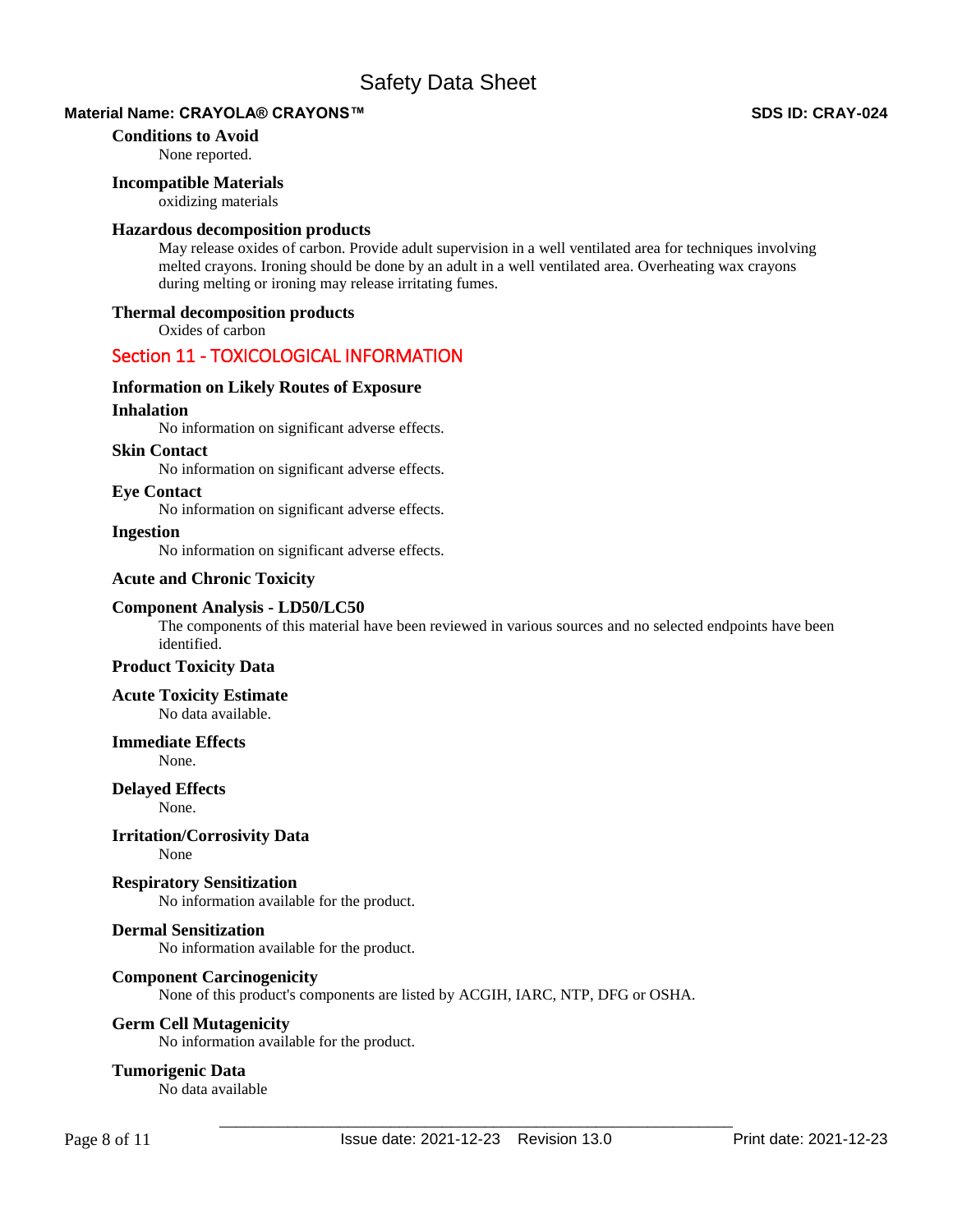**Conditions to Avoid**

None reported.

**Incompatible Materials**

oxidizing materials

**Hazardous decomposition products**

May release oxides of carbon. Provide adult supervision in a well ventilated area for techniques involving melted crayons. Ironing should be done by an adult in a well ventilated area. Overheating wax crayons during melting or ironing may release irritating fumes.

**Thermal decomposition products**

Oxides of carbon

## Section 11 - TOXICOLOGICAL INFORMATION

**Information on Likely Routes of Exposure**

**Inhalation**

No information on significant adverse effects.

**Skin Contact**

No information on significant adverse effects.

**Eye Contact**

No information on significant adverse effects.

**Ingestion**

No information on significant adverse effects.

**Acute and Chronic Toxicity**

**Component Analysis - LD50/LC50**

The components of this material have been reviewed in various sources and no selected endpoints have been identified.

**Product Toxicity Data**

**Acute Toxicity Estimate**

No data available.

**Immediate Effects**

None.

**Delayed Effects**

None.

**Irritation/Corrosivity Data**

None

**Respiratory Sensitization**

No information available for the product.

**Dermal Sensitization**

No information available for the product.

**Component Carcinogenicity**

None of this product's components are listed by ACGIH, IARC, NTP, DFG or OSHA.

**Germ Cell Mutagenicity**

No information available for the product.

**Tumorigenic Data**

No data available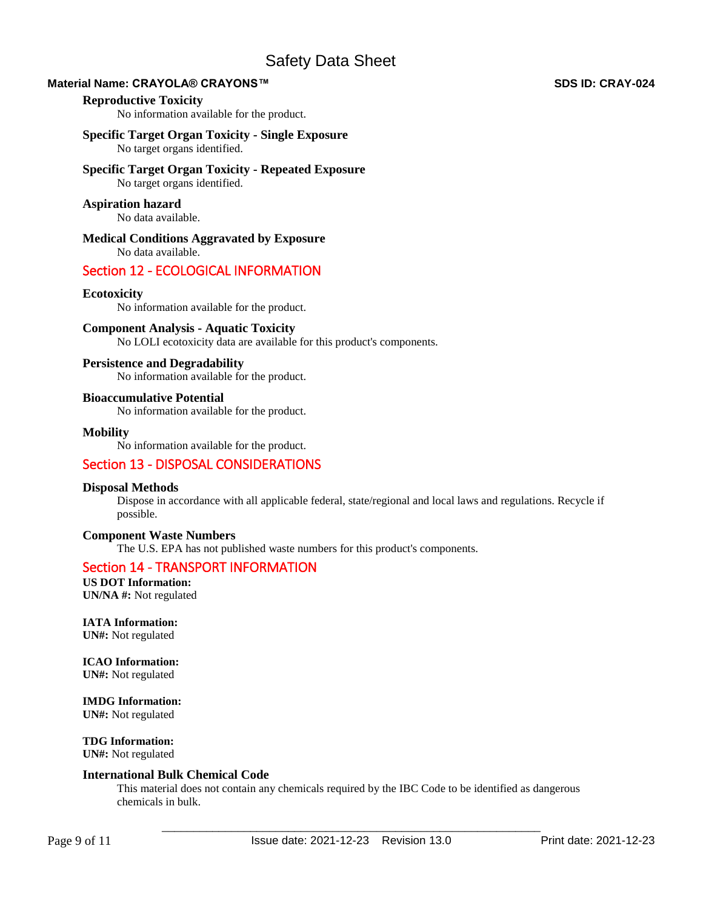### Reproductive Toxicity

No information available for the product.

### Specific Target Organ Toxicity - Single Exposure

No target organs identified.

### Specific Target Organ Toxicity - Repeated Exposure

No target organs identified.

### Aspiration hazard

No data available.

### Medical Conditions Aggravated by Exposure

No data available.

## Section 12 - ECOLOGICAL INFORMATION

### Ecotoxicity

No information available for the product.

### Component Analysis - Aquatic Toxicity

No LOLI ecotoxicity data are available for this product's components.

### Persistence and Degradability

No information available for the product.

### Bioaccumulative Potential

No information available for the product.

### Mobility

No information available for the product.

## Section 13 - DISPOSAL CONSIDERATIONS

### Disposal Methods

Dispose in accordance with all applicable federal, state/regional and local laws and regulations. Recycle if possible.

### Component Waste Numbers

The U.S. EPA has not published waste numbers for this product's components.

## Section 14 - TRANSPORT INFORMATION

**US DOT Information:**
**UN/NA #:** Not regulated

**IATA Information:**
**UN#:** Not regulated

**ICAO Information:**
**UN#:** Not regulated

**IMDG Information:**
**UN#:** Not regulated

**TDG Information:**
**UN#:** Not regulated

### International Bulk Chemical Code

This material does not contain any chemicals required by the IBC Code to be identified as dangerous chemicals in bulk.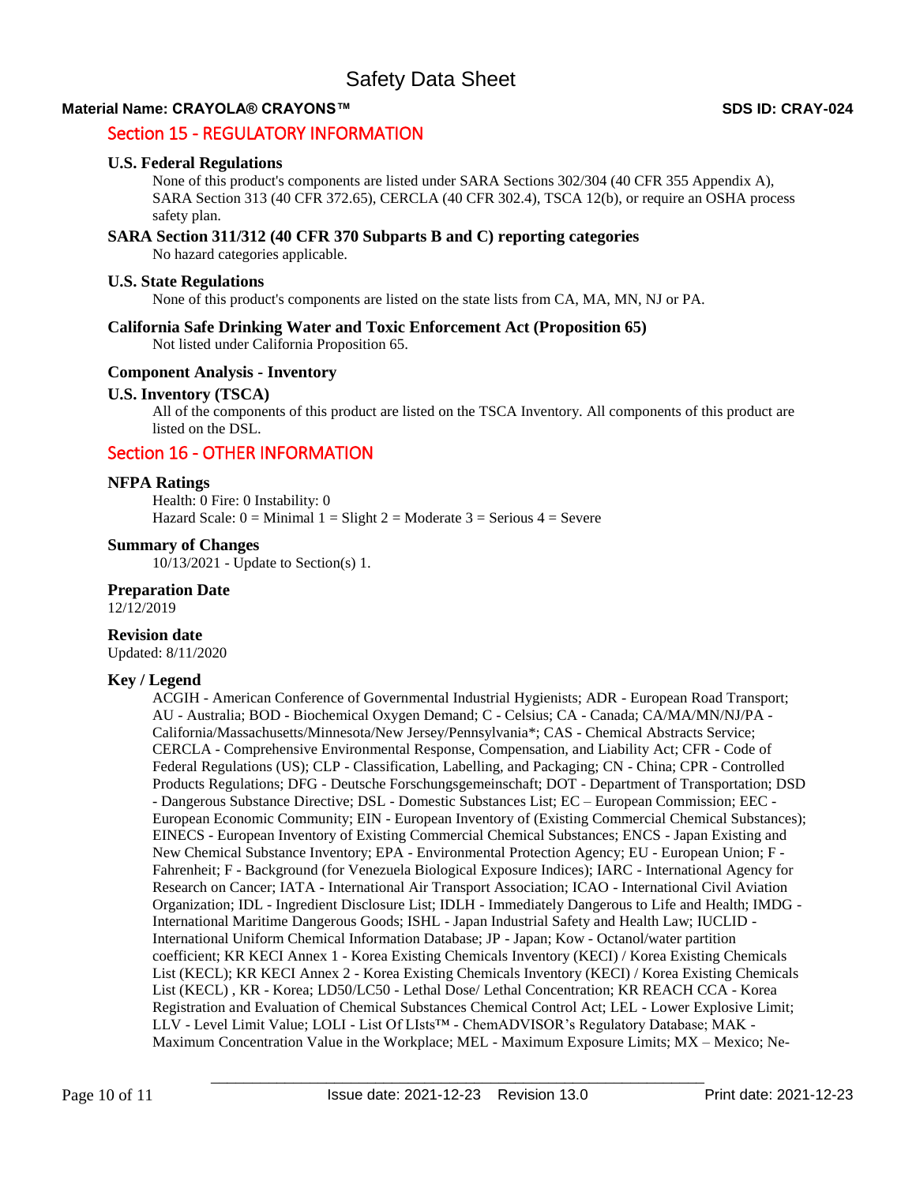## Section 15 - REGULATORY INFORMATION

### U.S. Federal Regulations

None of this product's components are listed under SARA Sections 302/304 (40 CFR 355 Appendix A), SARA Section 313 (40 CFR 372.65), CERCLA (40 CFR 302.4), TSCA 12(b), or require an OSHA process safety plan.

### SARA Section 311/312 (40 CFR 370 Subparts B and C) reporting categories

No hazard categories applicable.

### U.S. State Regulations

None of this product's components are listed on the state lists from CA, MA, MN, NJ or PA.

### California Safe Drinking Water and Toxic Enforcement Act (Proposition 65)

Not listed under California Proposition 65.

### Component Analysis - Inventory

### U.S. Inventory (TSCA)

All of the components of this product are listed on the TSCA Inventory. All components of this product are listed on the DSL.

## Section 16 - OTHER INFORMATION

### NFPA Ratings

Health: 0 Fire: 0 Instability: 0
Hazard Scale: 0 = Minimal 1 = Slight 2 = Moderate 3 = Serious 4 = Severe

### Summary of Changes

10/13/2021 - Update to Section(s) 1.

### Preparation Date

12/12/2019

### Revision date

Updated: 8/11/2020

### Key / Legend

ACGIH - American Conference of Governmental Industrial Hygienists; ADR - European Road Transport; AU - Australia; BOD - Biochemical Oxygen Demand; C - Celsius; CA - Canada; CA/MA/MN/NJ/PA - California/Massachusetts/Minnesota/New Jersey/Pennsylvania*; CAS - Chemical Abstracts Service; CERCLA - Comprehensive Environmental Response, Compensation, and Liability Act; CFR - Code of Federal Regulations (US); CLP - Classification, Labelling, and Packaging; CN - China; CPR - Controlled Products Regulations; DFG - Deutsche Forschungsgemeinschaft; DOT - Department of Transportation; DSD - Dangerous Substance Directive; DSL - Domestic Substances List; EC – European Commission; EEC - European Economic Community; EIN - European Inventory of (Existing Commercial Chemical Substances); EINECS - European Inventory of Existing Commercial Chemical Substances; ENCS - Japan Existing and New Chemical Substance Inventory; EPA - Environmental Protection Agency; EU - European Union; F - Fahrenheit; F - Background (for Venezuela Biological Exposure Indices); IARC - International Agency for Research on Cancer; IATA - International Air Transport Association; ICAO - International Civil Aviation Organization; IDL - Ingredient Disclosure List; IDLH - Immediately Dangerous to Life and Health; IMDG - International Maritime Dangerous Goods; ISHL - Japan Industrial Safety and Health Law; IUCLID - International Uniform Chemical Information Database; JP - Japan; Kow - Octanol/water partition coefficient; KR KECI Annex 1 - Korea Existing Chemicals Inventory (KECI) / Korea Existing Chemicals List (KECL); KR KECI Annex 2 - Korea Existing Chemicals Inventory (KECI) / Korea Existing Chemicals List (KECL) , KR - Korea; LD50/LC50 - Lethal Dose/ Lethal Concentration; KR REACH CCA - Korea Registration and Evaluation of Chemical Substances Chemical Control Act; LEL - Lower Explosive Limit; LLV - Level Limit Value; LOLI - List Of LIsts™ - ChemADVISOR's Regulatory Database; MAK - Maximum Concentration Value in the Workplace; MEL - Maximum Exposure Limits; MX – Mexico; Ne-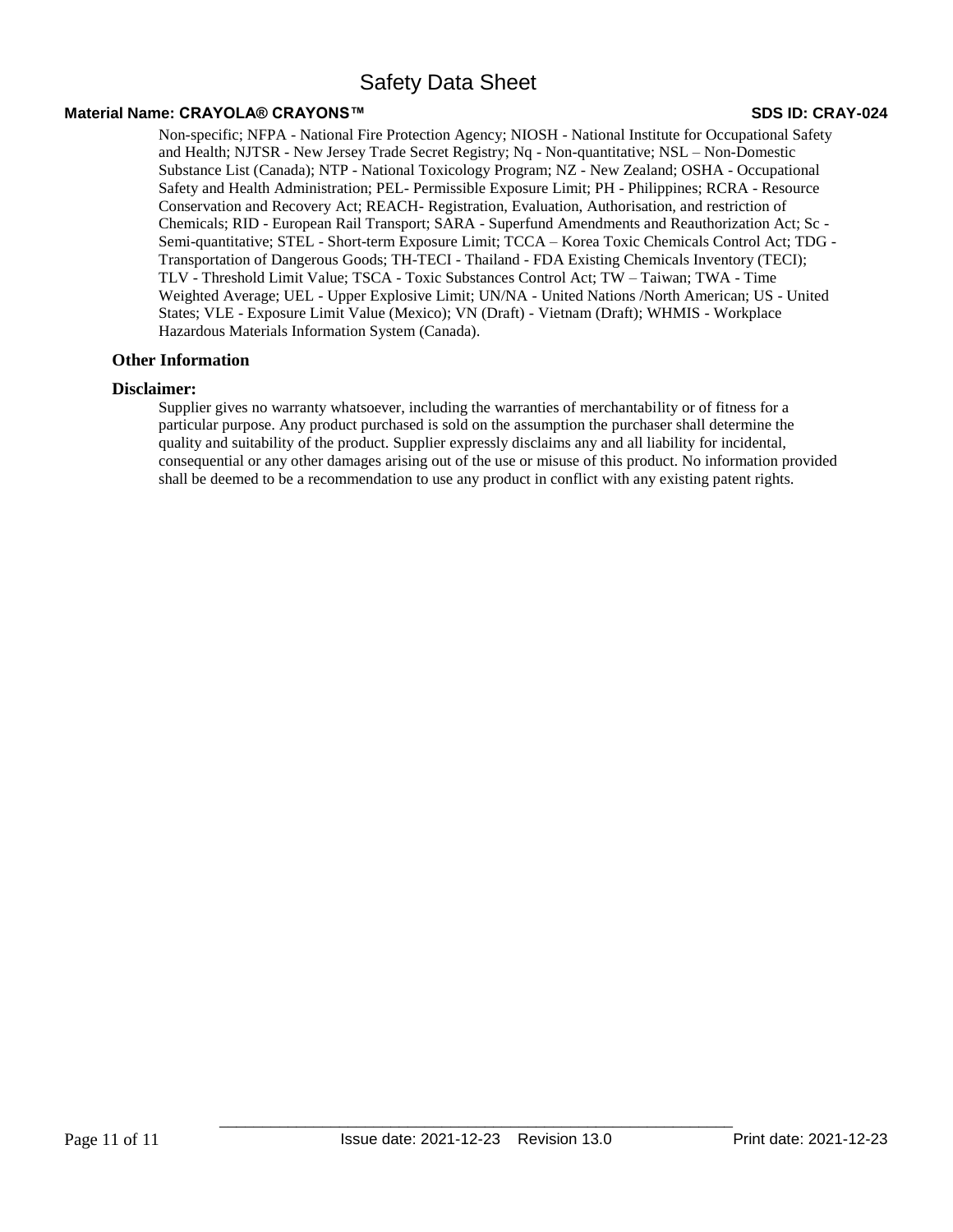Non-specific; NFPA - National Fire Protection Agency; NIOSH - National Institute for Occupational Safety and Health; NJTSR - New Jersey Trade Secret Registry; Nq - Non-quantitative; NSL – Non-Domestic Substance List (Canada); NTP - National Toxicology Program; NZ - New Zealand; OSHA - Occupational Safety and Health Administration; PEL- Permissible Exposure Limit; PH - Philippines; RCRA - Resource Conservation and Recovery Act; REACH- Registration, Evaluation, Authorisation, and restriction of Chemicals; RID - European Rail Transport; SARA - Superfund Amendments and Reauthorization Act; Sc - Semi-quantitative; STEL - Short-term Exposure Limit; TCCA – Korea Toxic Chemicals Control Act; TDG - Transportation of Dangerous Goods; TH-TECI - Thailand - FDA Existing Chemicals Inventory (TECI); TLV - Threshold Limit Value; TSCA - Toxic Substances Control Act; TW – Taiwan; TWA - Time Weighted Average; UEL - Upper Explosive Limit; UN/NA - United Nations /North American; US - United States; VLE - Exposure Limit Value (Mexico); VN (Draft) - Vietnam (Draft); WHMIS - Workplace Hazardous Materials Information System (Canada).

### Other Information

**Disclaimer:**

Supplier gives no warranty whatsoever, including the warranties of merchantability or of fitness for a particular purpose. Any product purchased is sold on the assumption the purchaser shall determine the quality and suitability of the product. Supplier expressly disclaims any and all liability for incidental, consequential or any other damages arising out of the use or misuse of this product. No information provided shall be deemed to be a recommendation to use any product in conflict with any existing patent rights.